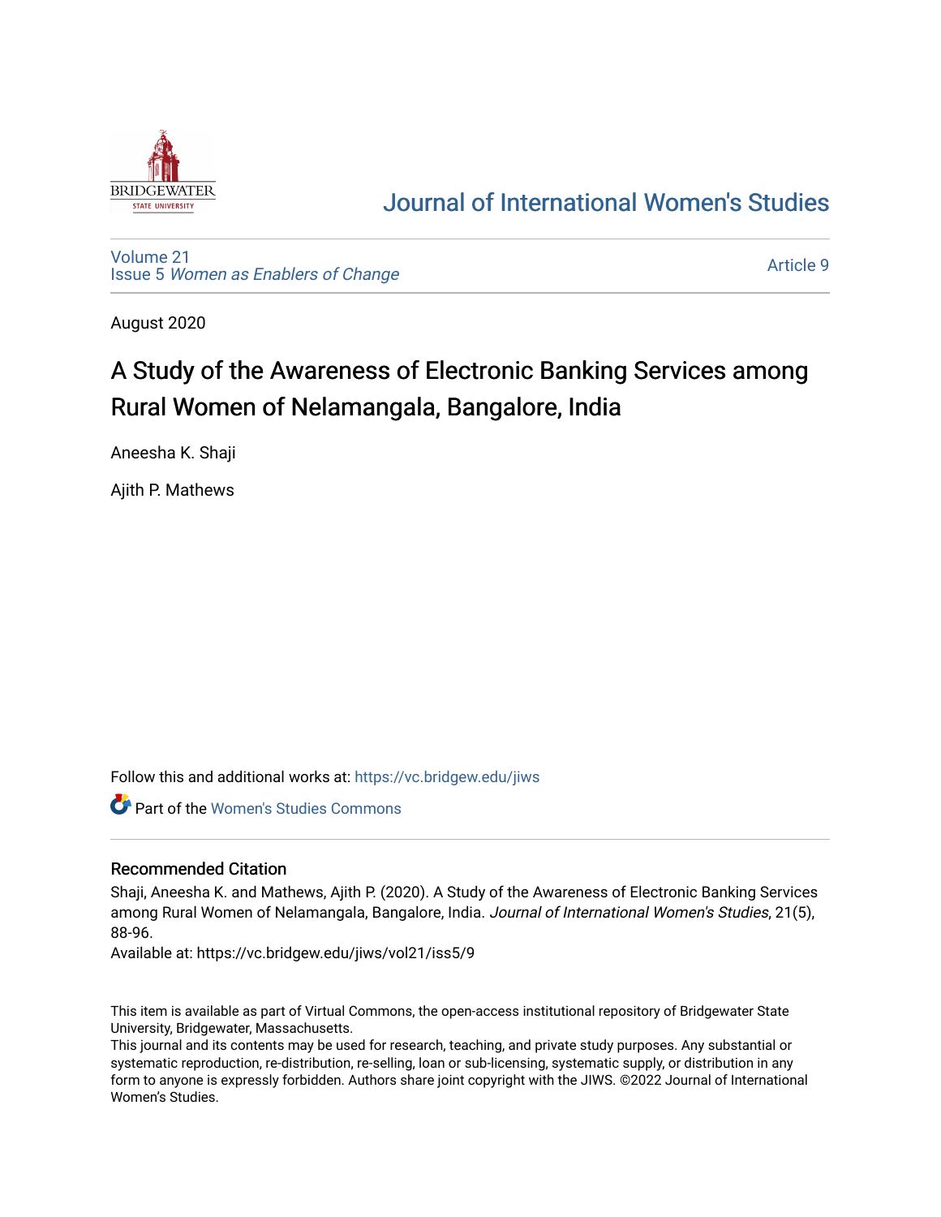# Journal of International Women's Studies

Volume 21
Issue 5 *Women as Enablers of Change*

Article 9

August 2020

# A Study of the Awareness of Electronic Banking Services among Rural Women of Nelamangala, Bangalore, India

Aneesha K. Shaji

Ajith P. Mathews

Follow this and additional works at: https://vc.bridgew.edu/jiws

Part of the Women's Studies Commons

## Recommended Citation

Shaji, Aneesha K. and Mathews, Ajith P. (2020). A Study of the Awareness of Electronic Banking Services among Rural Women of Nelamangala, Bangalore, India. *Journal of International Women's Studies*, 21(5), 88-96.

Available at: https://vc.bridgew.edu/jiws/vol21/iss5/9

This item is available as part of Virtual Commons, the open-access institutional repository of Bridgewater State University, Bridgewater, Massachusetts.

This journal and its contents may be used for research, teaching, and private study purposes. Any substantial or systematic reproduction, re-distribution, re-selling, loan or sub-licensing, systematic supply, or distribution in any form to anyone is expressly forbidden. Authors share joint copyright with the JIWS. ©2022 Journal of International Women's Studies.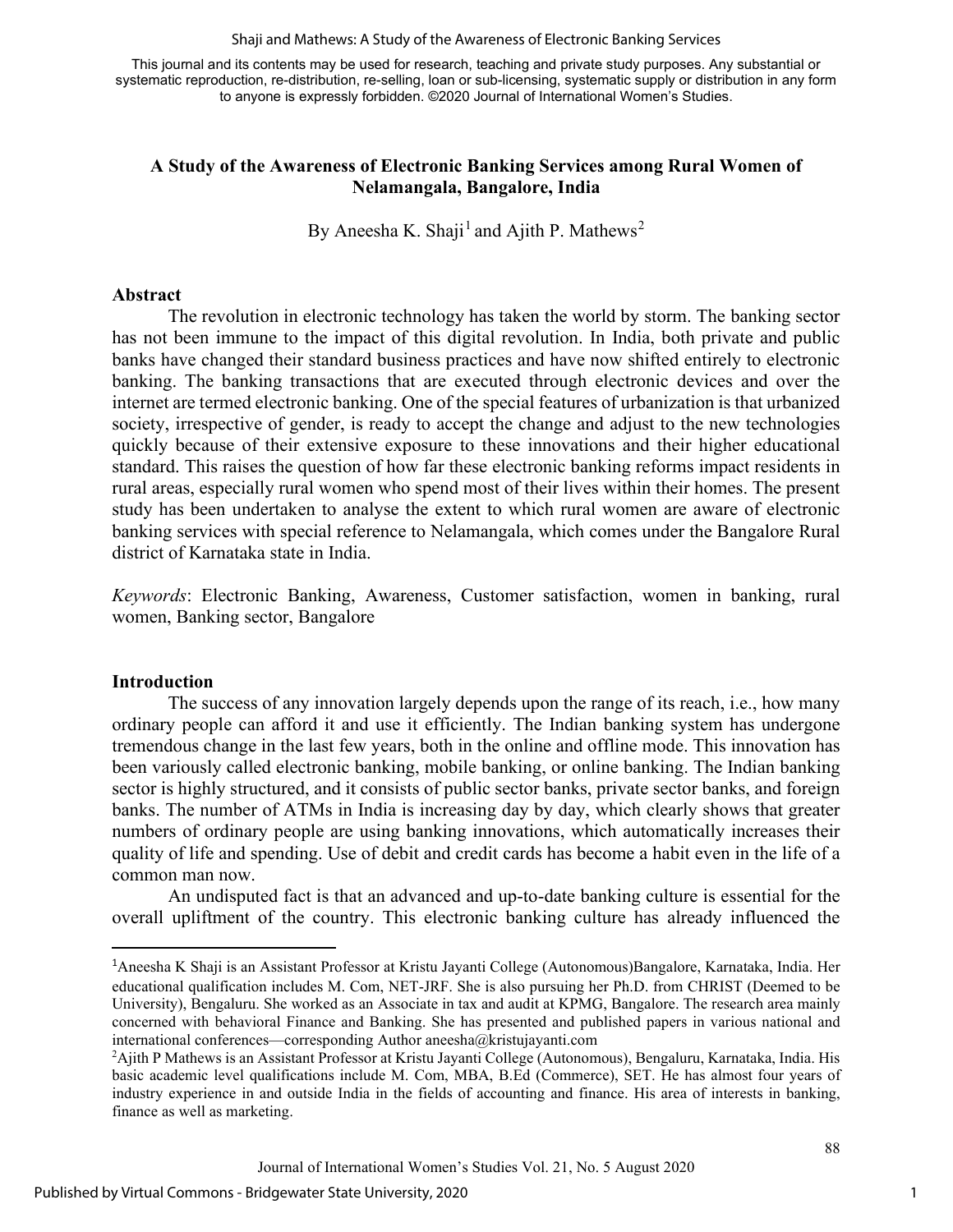This journal and its contents may be used for research, teaching and private study purposes. Any substantial or systematic reproduction, re-distribution, re-selling, loan or sub-licensing, systematic supply or distribution in any form to anyone is expressly forbidden. ©2020 Journal of International Women's Studies.

# A Study of the Awareness of Electronic Banking Services among Rural Women of Nelamangala, Bangalore, India

By Aneesha K. Shaji[1] and Ajith P. Mathews[2]

## Abstract

The revolution in electronic technology has taken the world by storm. The banking sector has not been immune to the impact of this digital revolution. In India, both private and public banks have changed their standard business practices and have now shifted entirely to electronic banking. The banking transactions that are executed through electronic devices and over the internet are termed electronic banking. One of the special features of urbanization is that urbanized society, irrespective of gender, is ready to accept the change and adjust to the new technologies quickly because of their extensive exposure to these innovations and their higher educational standard. This raises the question of how far these electronic banking reforms impact residents in rural areas, especially rural women who spend most of their lives within their homes. The present study has been undertaken to analyse the extent to which rural women are aware of electronic banking services with special reference to Nelamangala, which comes under the Bangalore Rural district of Karnataka state in India.

*Keywords*: Electronic Banking, Awareness, Customer satisfaction, women in banking, rural women, Banking sector, Bangalore

## Introduction

The success of any innovation largely depends upon the range of its reach, i.e., how many ordinary people can afford it and use it efficiently. The Indian banking system has undergone tremendous change in the last few years, both in the online and offline mode. This innovation has been variously called electronic banking, mobile banking, or online banking. The Indian banking sector is highly structured, and it consists of public sector banks, private sector banks, and foreign banks. The number of ATMs in India is increasing day by day, which clearly shows that greater numbers of ordinary people are using banking innovations, which automatically increases their quality of life and spending. Use of debit and credit cards has become a habit even in the life of a common man now.

An undisputed fact is that an advanced and up-to-date banking culture is essential for the overall upliftment of the country. This electronic banking culture has already influenced the

---

[1]Aneesha K Shaji is an Assistant Professor at Kristu Jayanti College (Autonomous)Bangalore, Karnataka, India. Her educational qualification includes M. Com, NET-JRF. She is also pursuing her Ph.D. from CHRIST (Deemed to be University), Bengaluru. She worked as an Associate in tax and audit at KPMG, Bangalore. The research area mainly concerned with behavioral Finance and Banking. She has presented and published papers in various national and international conferences—corresponding Author aneesha@kristujayanti.com

[2]Ajith P Mathews is an Assistant Professor at Kristu Jayanti College (Autonomous), Bengaluru, Karnataka, India. His basic academic level qualifications include M. Com, MBA, B.Ed (Commerce), SET. He has almost four years of industry experience in and outside India in the fields of accounting and finance. His area of interests in banking, finance as well as marketing.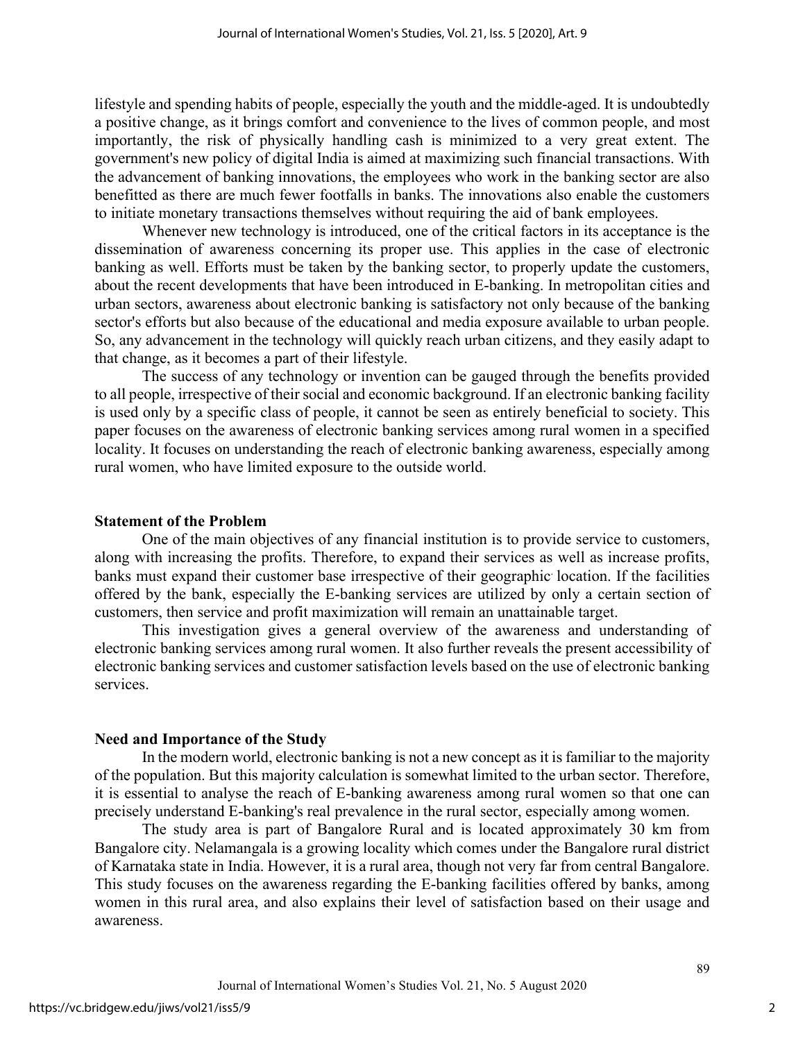lifestyle and spending habits of people, especially the youth and the middle-aged. It is undoubtedly a positive change, as it brings comfort and convenience to the lives of common people, and most importantly, the risk of physically handling cash is minimized to a very great extent. The government's new policy of digital India is aimed at maximizing such financial transactions. With the advancement of banking innovations, the employees who work in the banking sector are also benefitted as there are much fewer footfalls in banks. The innovations also enable the customers to initiate monetary transactions themselves without requiring the aid of bank employees.

Whenever new technology is introduced, one of the critical factors in its acceptance is the dissemination of awareness concerning its proper use. This applies in the case of electronic banking as well. Efforts must be taken by the banking sector, to properly update the customers, about the recent developments that have been introduced in E-banking. In metropolitan cities and urban sectors, awareness about electronic banking is satisfactory not only because of the banking sector's efforts but also because of the educational and media exposure available to urban people. So, any advancement in the technology will quickly reach urban citizens, and they easily adapt to that change, as it becomes a part of their lifestyle.

The success of any technology or invention can be gauged through the benefits provided to all people, irrespective of their social and economic background. If an electronic banking facility is used only by a specific class of people, it cannot be seen as entirely beneficial to society. This paper focuses on the awareness of electronic banking services among rural women in a specified locality. It focuses on understanding the reach of electronic banking awareness, especially among rural women, who have limited exposure to the outside world.

## Statement of the Problem

One of the main objectives of any financial institution is to provide service to customers, along with increasing the profits. Therefore, to expand their services as well as increase profits, banks must expand their customer base irrespective of their geographic location. If the facilities offered by the bank, especially the E-banking services are utilized by only a certain section of customers, then service and profit maximization will remain an unattainable target.

This investigation gives a general overview of the awareness and understanding of electronic banking services among rural women. It also further reveals the present accessibility of electronic banking services and customer satisfaction levels based on the use of electronic banking services.

## Need and Importance of the Study

In the modern world, electronic banking is not a new concept as it is familiar to the majority of the population. But this majority calculation is somewhat limited to the urban sector. Therefore, it is essential to analyse the reach of E-banking awareness among rural women so that one can precisely understand E-banking's real prevalence in the rural sector, especially among women.

The study area is part of Bangalore Rural and is located approximately 30 km from Bangalore city. Nelamangala is a growing locality which comes under the Bangalore rural district of Karnataka state in India. However, it is a rural area, though not very far from central Bangalore. This study focuses on the awareness regarding the E-banking facilities offered by banks, among women in this rural area, and also explains their level of satisfaction based on their usage and awareness.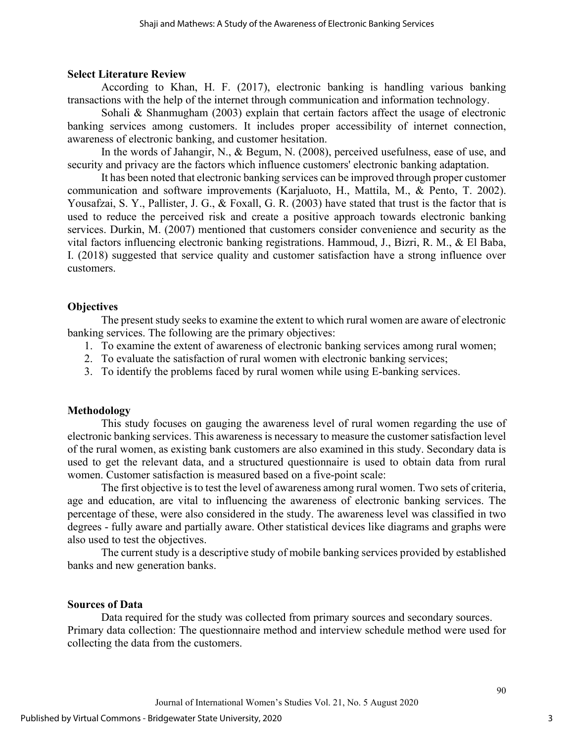## Select Literature Review

According to Khan, H. F. (2017), electronic banking is handling various banking transactions with the help of the internet through communication and information technology.

Sohali & Shanmugham (2003) explain that certain factors affect the usage of electronic banking services among customers. It includes proper accessibility of internet connection, awareness of electronic banking, and customer hesitation.

In the words of Jahangir, N., & Begum, N. (2008), perceived usefulness, ease of use, and security and privacy are the factors which influence customers' electronic banking adaptation.

It has been noted that electronic banking services can be improved through proper customer communication and software improvements (Karjaluoto, H., Mattila, M., & Pento, T. 2002). Yousafzai, S. Y., Pallister, J. G., & Foxall, G. R. (2003) have stated that trust is the factor that is used to reduce the perceived risk and create a positive approach towards electronic banking services. Durkin, M. (2007) mentioned that customers consider convenience and security as the vital factors influencing electronic banking registrations. Hammoud, J., Bizri, R. M., & El Baba, I. (2018) suggested that service quality and customer satisfaction have a strong influence over customers.

## Objectives

The present study seeks to examine the extent to which rural women are aware of electronic banking services. The following are the primary objectives:

1. To examine the extent of awareness of electronic banking services among rural women;
2. To evaluate the satisfaction of rural women with electronic banking services;
3. To identify the problems faced by rural women while using E-banking services.

## Methodology

This study focuses on gauging the awareness level of rural women regarding the use of electronic banking services. This awareness is necessary to measure the customer satisfaction level of the rural women, as existing bank customers are also examined in this study. Secondary data is used to get the relevant data, and a structured questionnaire is used to obtain data from rural women. Customer satisfaction is measured based on a five-point scale:

The first objective is to test the level of awareness among rural women. Two sets of criteria, age and education, are vital to influencing the awareness of electronic banking services. The percentage of these, were also considered in the study. The awareness level was classified in two degrees - fully aware and partially aware. Other statistical devices like diagrams and graphs were also used to test the objectives.

The current study is a descriptive study of mobile banking services provided by established banks and new generation banks.

## Sources of Data

Data required for the study was collected from primary sources and secondary sources. Primary data collection: The questionnaire method and interview schedule method were used for collecting the data from the customers.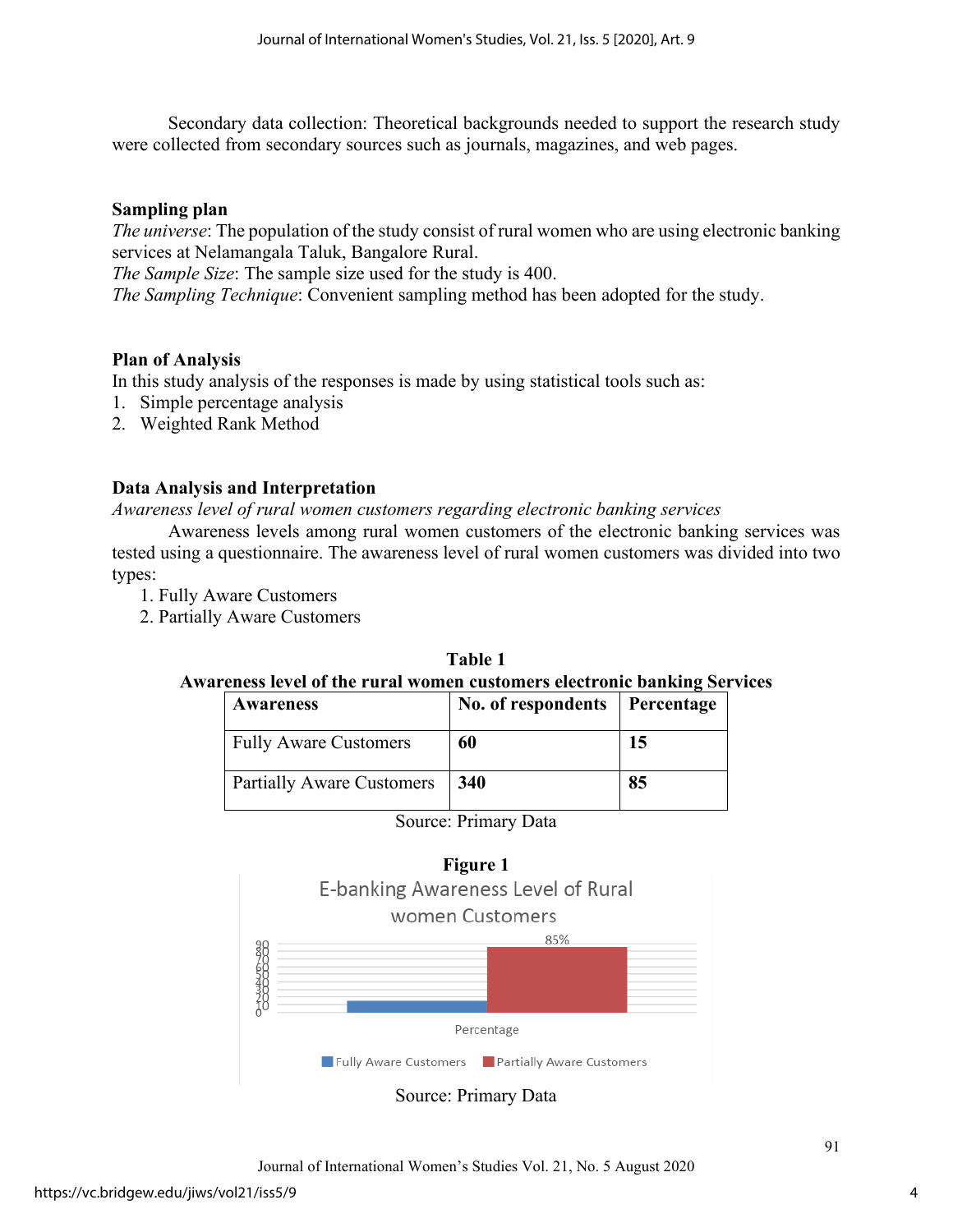Secondary data collection: Theoretical backgrounds needed to support the research study were collected from secondary sources such as journals, magazines, and web pages.

### Sampling plan

*The universe*: The population of the study consist of rural women who are using electronic banking services at Nelamangala Taluk, Bangalore Rural.
*The Sample Size*: The sample size used for the study is 400.
*The Sampling Technique*: Convenient sampling method has been adopted for the study.

### Plan of Analysis

In this study analysis of the responses is made by using statistical tools such as:

1. Simple percentage analysis
2. Weighted Rank Method

### Data Analysis and Interpretation

*Awareness level of rural women customers regarding electronic banking services*

Awareness levels among rural women customers of the electronic banking services was tested using a questionnaire. The awareness level of rural women customers was divided into two types:

1. Fully Aware Customers
2. Partially Aware Customers

**Table 1**
**Awareness level of the rural women customers electronic banking Services**

| Awareness | No. of respondents | Percentage |
|---|---|---|
| Fully Aware Customers | **60** | **15** |
| Partially Aware Customers | **340** | **85** |

Source: Primary Data

**Figure 1**

E-banking Awareness Level of Rural women Customers

Source: Primary Data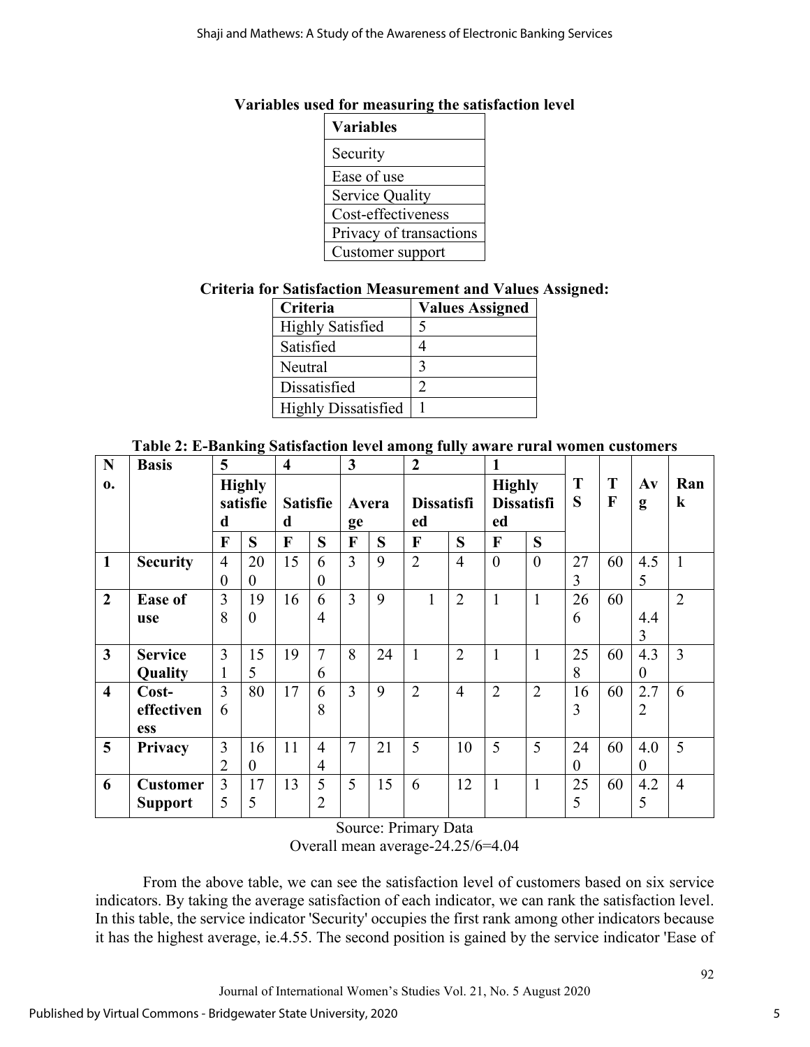**Variables used for measuring the satisfaction level**

| Variables |
|---|
| Security |
| Ease of use |
| Service Quality |
| Cost-effectiveness |
| Privacy of transactions |
| Customer support |

**Criteria for Satisfaction Measurement and Values Assigned:**

| Criteria | Values Assigned |
|---|---|
| Highly Satisfied | 5 |
| Satisfied | 4 |
| Neutral | 3 |
| Dissatisfied | 2 |
| Highly Dissatisfied | 1 |

**Table 2: E-Banking Satisfaction level among fully aware rural women customers**

| No. | Basis | 5 Highly satisfied | | 4 Satisfied | | 3 Average | | 2 Dissatisfied | | 1 Highly Dissatisfied | | TS | TF | Avg | Rank |
|---|---|---|---|---|---|---|---|---|---|---|---|---|---|---|---|
| | | F | S | F | S | F | S | F | S | F | S | | | | |
| 1 | **Security** | 40 | 200 | 15 | 60 | 3 | 9 | 2 | 4 | 0 | 0 | 273 | 60 | 4.55 | 1 |
| 2 | **Ease of use** | 38 | 190 | 16 | 64 | 3 | 9 | 1 | 2 | 1 | 1 | 266 | 60 | 4.43 | 2 |
| 3 | **Service Quality** | 31 | 155 | 19 | 76 | 8 | 24 | 1 | 2 | 1 | 1 | 258 | 60 | 4.30 | 3 |
| 4 | **Cost-effectiveness** | 36 | 80 | 17 | 68 | 3 | 9 | 2 | 4 | 2 | 2 | 163 | 60 | 2.72 | 6 |
| 5 | **Privacy** | 32 | 160 | 11 | 44 | 7 | 21 | 5 | 10 | 5 | 5 | 240 | 60 | 4.00 | 5 |
| 6 | **Customer Support** | 35 | 175 | 13 | 52 | 5 | 15 | 6 | 12 | 1 | 1 | 255 | 60 | 4.25 | 4 |

Source: Primary Data

Overall mean average-24.25/6=4.04

From the above table, we can see the satisfaction level of customers based on six service indicators. By taking the average satisfaction of each indicator, we can rank the satisfaction level. In this table, the service indicator 'Security' occupies the first rank among other indicators because it has the highest average, ie.4.55. The second position is gained by the service indicator 'Ease of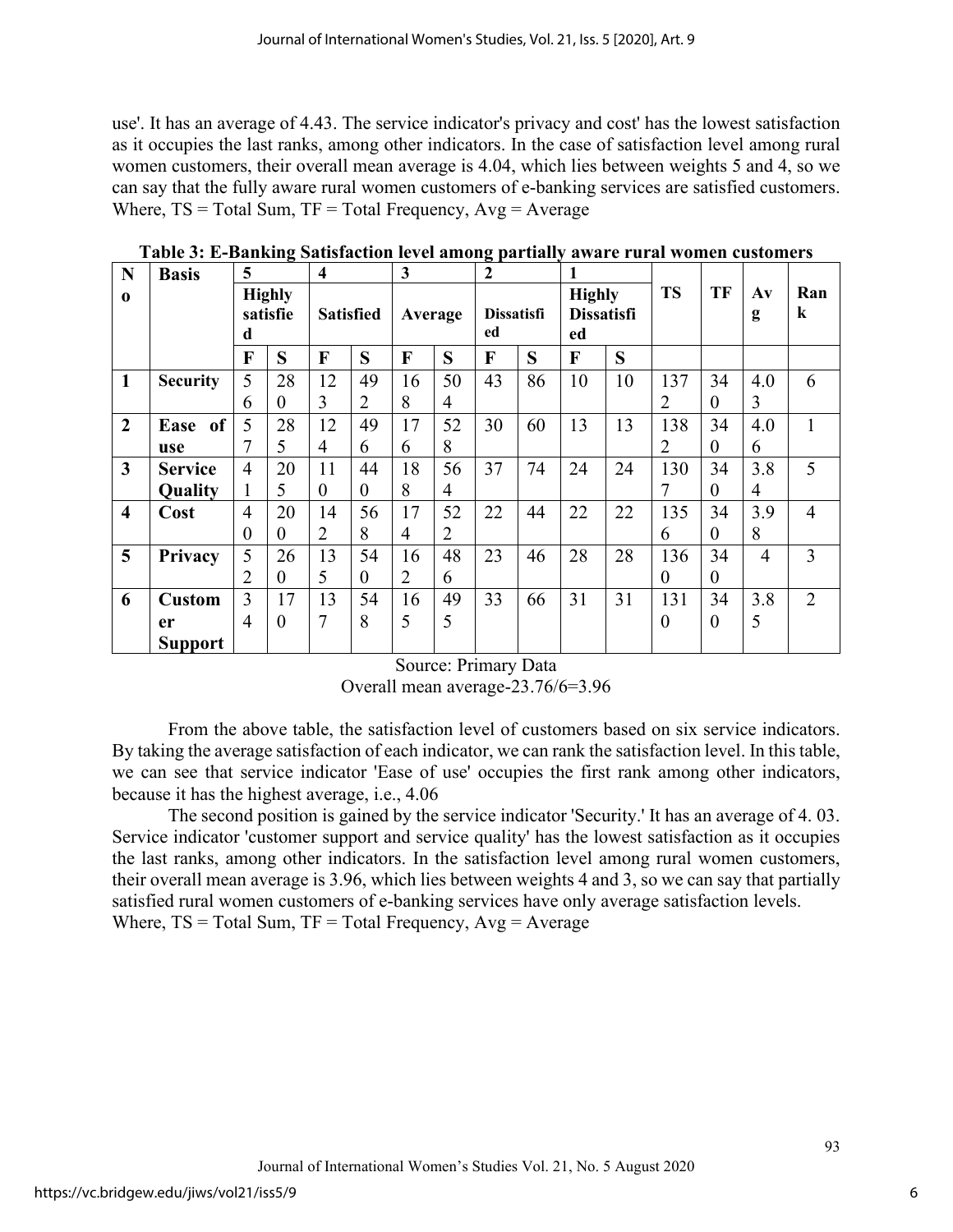use'. It has an average of 4.43. The service indicator's privacy and cost' has the lowest satisfaction as it occupies the last ranks, among other indicators. In the case of satisfaction level among rural women customers, their overall mean average is 4.04, which lies between weights 5 and 4, so we can say that the fully aware rural women customers of e-banking services are satisfied customers. Where, TS = Total Sum, TF = Total Frequency, Avg = Average

**Table 3: E-Banking Satisfaction level among partially aware rural women customers**

| No | Basis | 5 | | 4 | | 3 | | 2 | | 1 | | TS | TF | Avg | Rank |
|---|---|---|---|---|---|---|---|---|---|---|---|---|---|---|---|
| | | Highly satisfied | | Satisfied | | Average | | Dissatisfied | | Highly Dissatisfied | | | | | |
| | | F | S | F | S | F | S | F | S | F | S | | | | |
| 1 | Security | 56 | 280 | 123 | 492 | 168 | 504 | 43 | 86 | 10 | 10 | 1372 | 340 | 4.03 | 6 |
| 2 | Ease of use | 57 | 285 | 124 | 496 | 176 | 528 | 30 | 60 | 13 | 13 | 1382 | 340 | 4.06 | 1 |
| 3 | Service Quality | 41 | 205 | 110 | 440 | 188 | 564 | 37 | 74 | 24 | 24 | 1307 | 340 | 3.84 | 5 |
| 4 | Cost | 40 | 200 | 142 | 568 | 174 | 522 | 22 | 44 | 22 | 22 | 1356 | 340 | 3.98 | 4 |
| 5 | Privacy | 52 | 260 | 135 | 540 | 162 | 486 | 23 | 46 | 28 | 28 | 1360 | 340 | 4 | 3 |
| 6 | Customer Support | 34 | 170 | 137 | 548 | 165 | 495 | 33 | 66 | 31 | 31 | 1310 | 340 | 3.85 | 2 |

Source: Primary Data

Overall mean average-23.76/6=3.96

From the above table, the satisfaction level of customers based on six service indicators. By taking the average satisfaction of each indicator, we can rank the satisfaction level. In this table, we can see that service indicator 'Ease of use' occupies the first rank among other indicators, because it has the highest average, i.e., 4.06

The second position is gained by the service indicator 'Security.' It has an average of 4. 03. Service indicator 'customer support and service quality' has the lowest satisfaction as it occupies the last ranks, among other indicators. In the satisfaction level among rural women customers, their overall mean average is 3.96, which lies between weights 4 and 3, so we can say that partially satisfied rural women customers of e-banking services have only average satisfaction levels. Where, TS = Total Sum, TF = Total Frequency, Avg = Average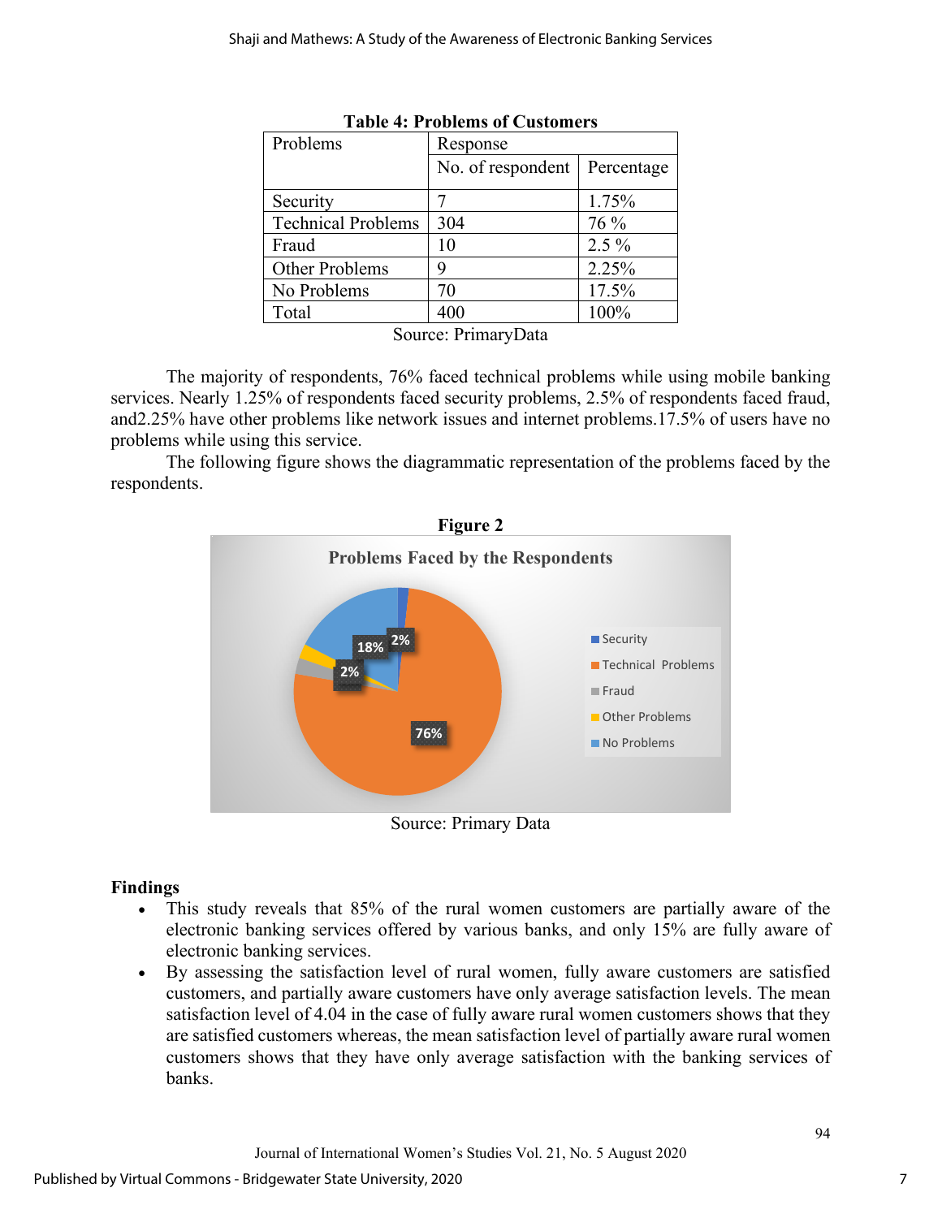**Table 4: Problems of Customers**

| Problems | Response | |
|---|---|---|
| | No. of respondent | Percentage |
| Security | 7 | 1.75% |
| Technical Problems | 304 | 76 % |
| Fraud | 10 | 2.5 % |
| Other Problems | 9 | 2.25% |
| No Problems | 70 | 17.5% |
| Total | 400 | 100% |

Source: PrimaryData

The majority of respondents, 76% faced technical problems while using mobile banking services. Nearly 1.25% of respondents faced security problems, 2.5% of respondents faced fraud, and2.25% have other problems like network issues and internet problems.17.5% of users have no problems while using this service.

The following figure shows the diagrammatic representation of the problems faced by the respondents.

**Figure 2**

Source: Primary Data

## Findings

- This study reveals that 85% of the rural women customers are partially aware of the electronic banking services offered by various banks, and only 15% are fully aware of electronic banking services.
- By assessing the satisfaction level of rural women, fully aware customers are satisfied customers, and partially aware customers have only average satisfaction levels. The mean satisfaction level of 4.04 in the case of fully aware rural women customers shows that they are satisfied customers whereas, the mean satisfaction level of partially aware rural women customers shows that they have only average satisfaction with the banking services of banks.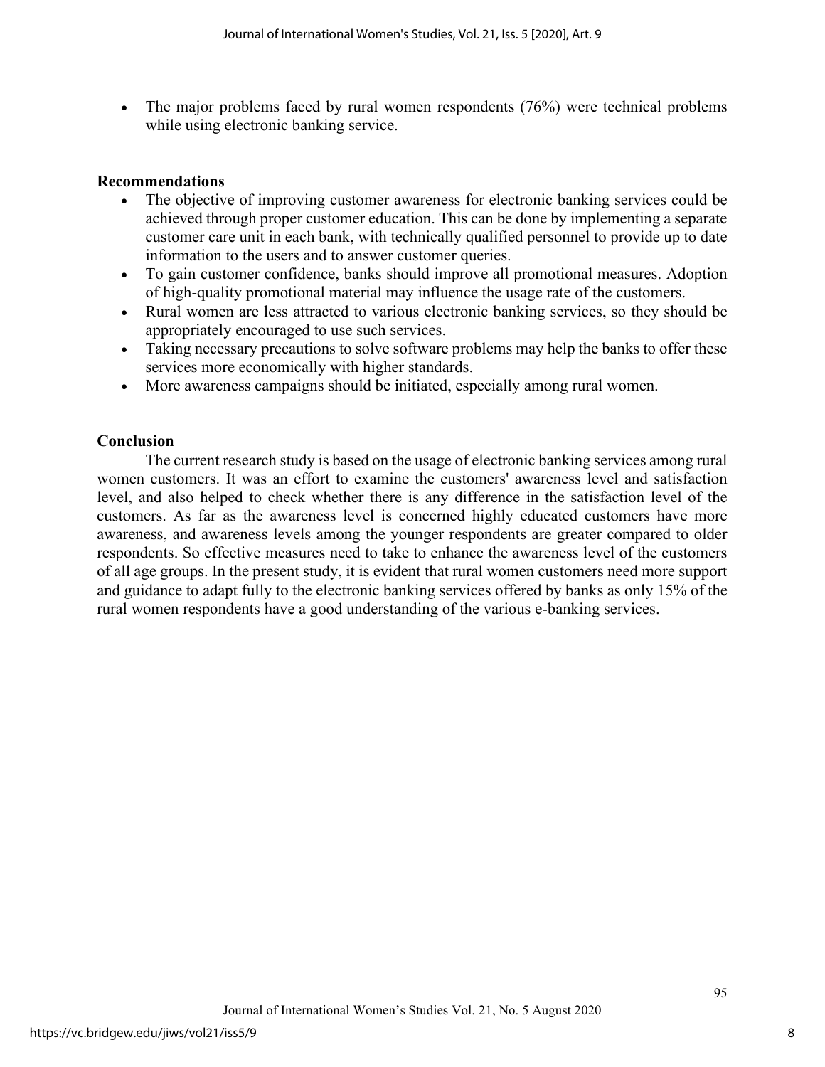- The major problems faced by rural women respondents (76%) were technical problems while using electronic banking service.

## Recommendations

- The objective of improving customer awareness for electronic banking services could be achieved through proper customer education. This can be done by implementing a separate customer care unit in each bank, with technically qualified personnel to provide up to date information to the users and to answer customer queries.
- To gain customer confidence, banks should improve all promotional measures. Adoption of high-quality promotional material may influence the usage rate of the customers.
- Rural women are less attracted to various electronic banking services, so they should be appropriately encouraged to use such services.
- Taking necessary precautions to solve software problems may help the banks to offer these services more economically with higher standards.
- More awareness campaigns should be initiated, especially among rural women.

## Conclusion

The current research study is based on the usage of electronic banking services among rural women customers. It was an effort to examine the customers' awareness level and satisfaction level, and also helped to check whether there is any difference in the satisfaction level of the customers. As far as the awareness level is concerned highly educated customers have more awareness, and awareness levels among the younger respondents are greater compared to older respondents. So effective measures need to take to enhance the awareness level of the customers of all age groups. In the present study, it is evident that rural women customers need more support and guidance to adapt fully to the electronic banking services offered by banks as only 15% of the rural women respondents have a good understanding of the various e-banking services.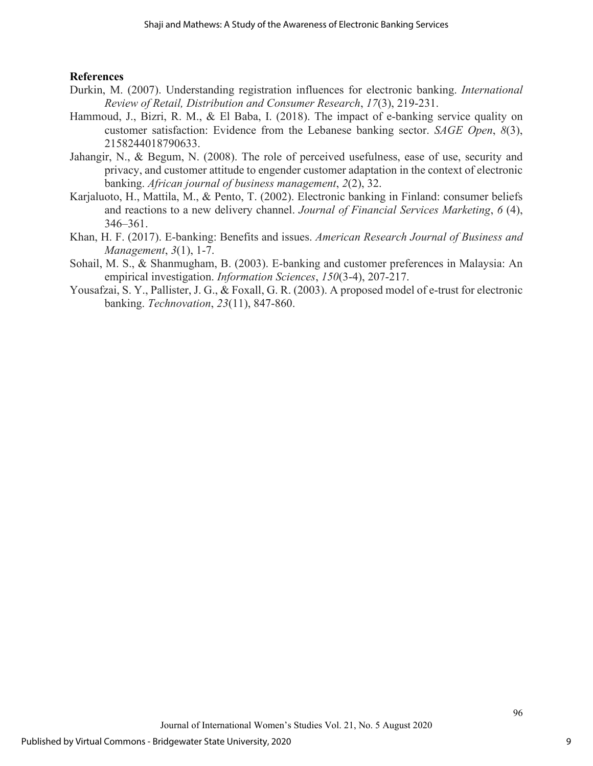## References

Durkin, M. (2007). Understanding registration influences for electronic banking. *International Review of Retail, Distribution and Consumer Research*, *17*(3), 219-231.

Hammoud, J., Bizri, R. M., & El Baba, I. (2018). The impact of e-banking service quality on customer satisfaction: Evidence from the Lebanese banking sector. *SAGE Open*, *8*(3), 2158244018790633.

Jahangir, N., & Begum, N. (2008). The role of perceived usefulness, ease of use, security and privacy, and customer attitude to engender customer adaptation in the context of electronic banking. *African journal of business management*, *2*(2), 32.

Karjaluoto, H., Mattila, M., & Pento, T. (2002). Electronic banking in Finland: consumer beliefs and reactions to a new delivery channel. *Journal of Financial Services Marketing*, *6* (4), 346–361.

Khan, H. F. (2017). E-banking: Benefits and issues. *American Research Journal of Business and Management*, *3*(1), 1-7.

Sohail, M. S., & Shanmugham, B. (2003). E-banking and customer preferences in Malaysia: An empirical investigation. *Information Sciences*, *150*(3-4), 207-217.

Yousafzai, S. Y., Pallister, J. G., & Foxall, G. R. (2003). A proposed model of e-trust for electronic banking. *Technovation*, *23*(11), 847-860.